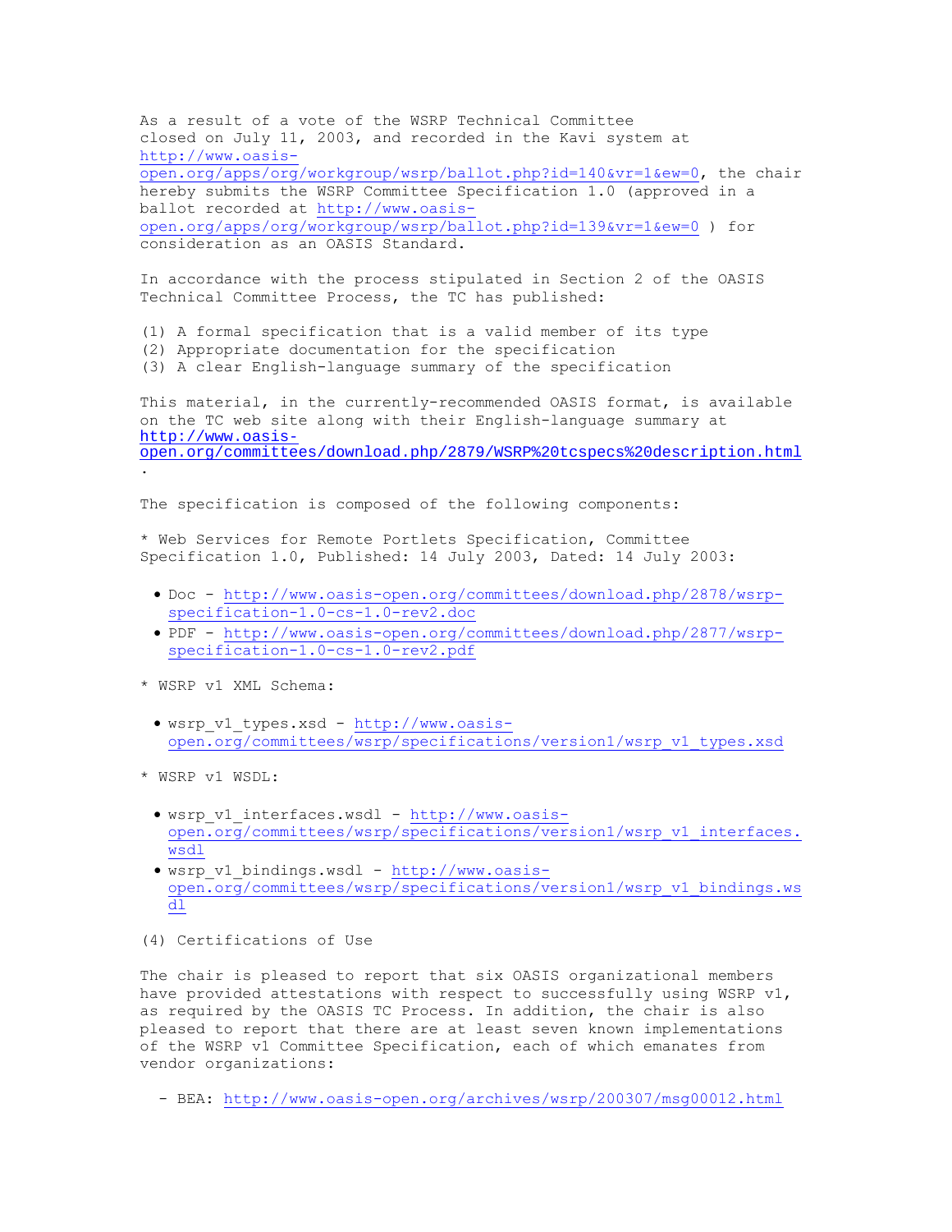As a result of a vote of the WSRP Technical Committee closed on July 11, 2003, and recorded in the Kavi system at http://www.oasis-open.org/apps/org/workgroup/wsrp/ballot.php?id=140&vr=1&ew=0, the chair hereby submits the WSRP Committee Specification 1.0 (approved in a ballot recorded at http://www.oasis-open.org/apps/org/workgroup/wsrp/ballot.php?id=139&vr=1&ew=0 ) for consideration as an OASIS Standard.

In accordance with the process stipulated in Section 2 of the OASIS Technical Committee Process, the TC has published:

(1) A formal specification that is a valid member of its type
(2) Appropriate documentation for the specification
(3) A clear English-language summary of the specification

This material, in the currently-recommended OASIS format, is available on the TC web site along with their English-language summary at http://www.oasis-open.org/committees/download.php/2879/WSRP%20tcspecs%20description.html .

The specification is composed of the following components:

* Web Services for Remote Portlets Specification, Committee Specification 1.0, Published: 14 July 2003, Dated: 14 July 2003:

- Doc - http://www.oasis-open.org/committees/download.php/2878/wsrp-specification-1.0-cs-1.0-rev2.doc
- PDF - http://www.oasis-open.org/committees/download.php/2877/wsrp-specification-1.0-cs-1.0-rev2.pdf

* WSRP v1 XML Schema:

- wsrp_v1_types.xsd - http://www.oasis-open.org/committees/wsrp/specifications/version1/wsrp_v1_types.xsd

* WSRP v1 WSDL:

- wsrp_v1_interfaces.wsdl - http://www.oasis-open.org/committees/wsrp/specifications/version1/wsrp_v1_interfaces.wsdl
- wsrp_v1_bindings.wsdl - http://www.oasis-open.org/committees/wsrp/specifications/version1/wsrp_v1_bindings.wsdl

(4) Certifications of Use

The chair is pleased to report that six OASIS organizational members have provided attestations with respect to successfully using WSRP v1, as required by the OASIS TC Process. In addition, the chair is also pleased to report that there are at least seven known implementations of the WSRP v1 Committee Specification, each of which emanates from vendor organizations:

- BEA: http://www.oasis-open.org/archives/wsrp/200307/msg00012.html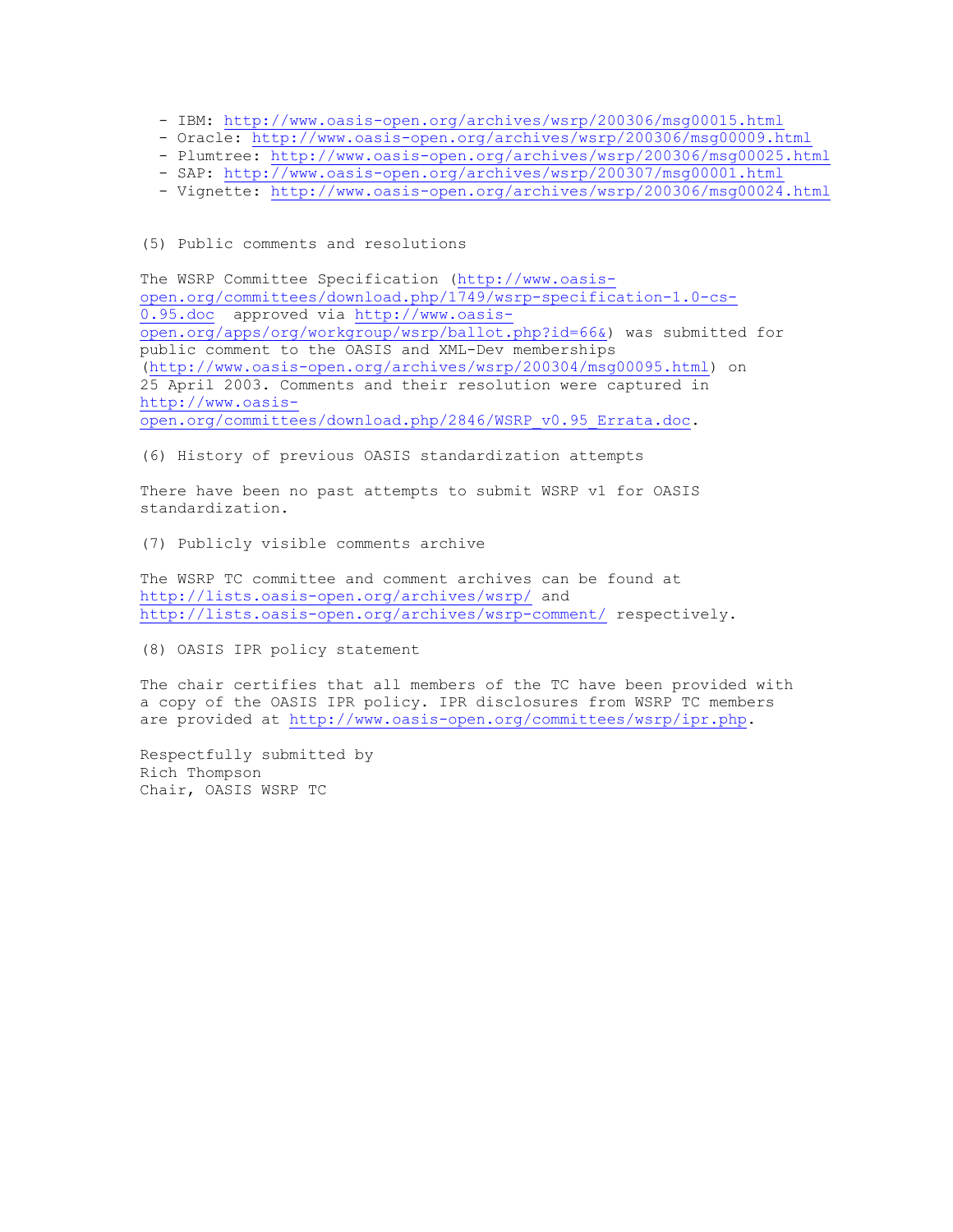- IBM: http://www.oasis-open.org/archives/wsrp/200306/msg00015.html
- Oracle: http://www.oasis-open.org/archives/wsrp/200306/msg00009.html
- Plumtree: http://www.oasis-open.org/archives/wsrp/200306/msg00025.html
- SAP: http://www.oasis-open.org/archives/wsrp/200307/msg00001.html
- Vignette: http://www.oasis-open.org/archives/wsrp/200306/msg00024.html

(5) Public comments and resolutions

The WSRP Committee Specification (http://www.oasis-open.org/committees/download.php/1749/wsrp-specification-1.0-cs-0.95.doc approved via http://www.oasis-open.org/apps/org/workgroup/wsrp/ballot.php?id=66&) was submitted for public comment to the OASIS and XML-Dev memberships (http://www.oasis-open.org/archives/wsrp/200304/msg00095.html) on 25 April 2003. Comments and their resolution were captured in http://www.oasis-open.org/committees/download.php/2846/WSRP_v0.95_Errata.doc.

(6) History of previous OASIS standardization attempts

There have been no past attempts to submit WSRP v1 for OASIS standardization.

(7) Publicly visible comments archive

The WSRP TC committee and comment archives can be found at http://lists.oasis-open.org/archives/wsrp/ and http://lists.oasis-open.org/archives/wsrp-comment/ respectively.

(8) OASIS IPR policy statement

The chair certifies that all members of the TC have been provided with a copy of the OASIS IPR policy. IPR disclosures from WSRP TC members are provided at http://www.oasis-open.org/committees/wsrp/ipr.php.

Respectfully submitted by
Rich Thompson
Chair, OASIS WSRP TC